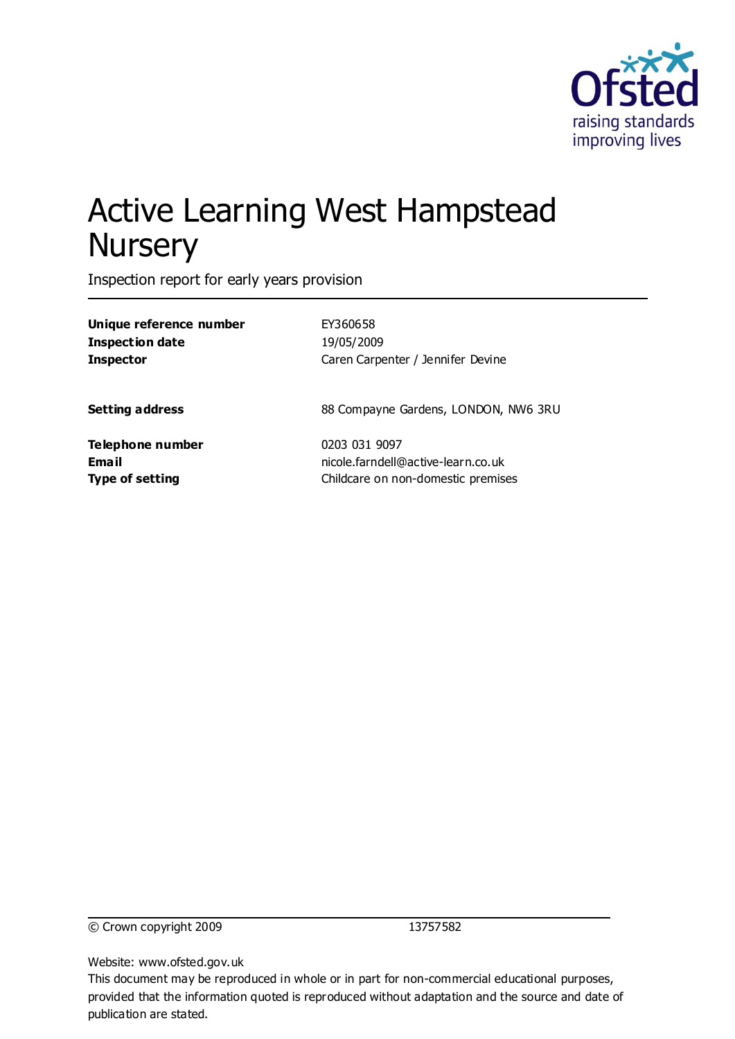Ofsted
raising standards
improving lives

# Active Learning West Hampstead Nursery

Inspection report for early years provision

| | |
|---|---|
| **Unique reference number** | EY360658 |
| **Inspection date** | 19/05/2009 |
| **Inspector** | Caren Carpenter / Jennifer Devine |
| | |
| **Setting address** | 88 Compayne Gardens, LONDON, NW6 3RU |
| | |
| **Telephone number** | 0203 031 9097 |
| **Email** | nicole.farndell@active-learn.co.uk |
| **Type of setting** | Childcare on non-domestic premises |

© Crown copyright 2009 13757582

Website: www.ofsted.gov.uk

This document may be reproduced in whole or in part for non-commercial educational purposes, provided that the information quoted is reproduced without adaptation and the source and date of publication are stated.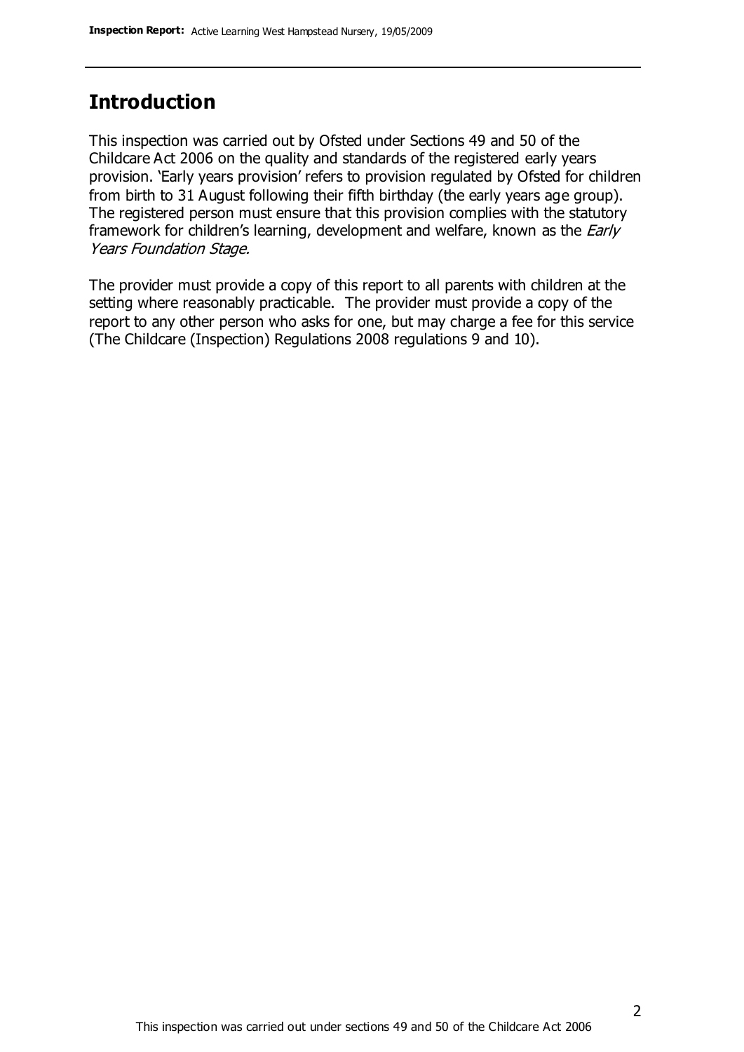## Introduction

This inspection was carried out by Ofsted under Sections 49 and 50 of the Childcare Act 2006 on the quality and standards of the registered early years provision. 'Early years provision' refers to provision regulated by Ofsted for children from birth to 31 August following their fifth birthday (the early years age group). The registered person must ensure that this provision complies with the statutory framework for children's learning, development and welfare, known as the *Early Years Foundation Stage.*

The provider must provide a copy of this report to all parents with children at the setting where reasonably practicable. The provider must provide a copy of the report to any other person who asks for one, but may charge a fee for this service (The Childcare (Inspection) Regulations 2008 regulations 9 and 10).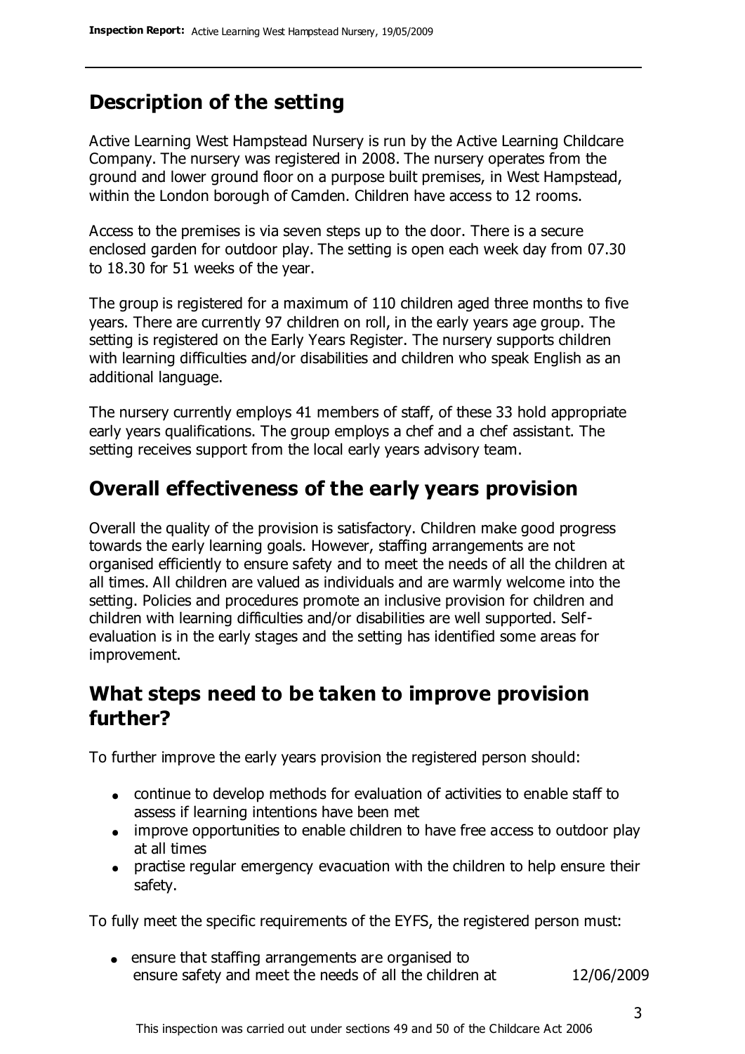## Description of the setting

Active Learning West Hampstead Nursery is run by the Active Learning Childcare Company. The nursery was registered in 2008. The nursery operates from the ground and lower ground floor on a purpose built premises, in West Hampstead, within the London borough of Camden. Children have access to 12 rooms.

Access to the premises is via seven steps up to the door. There is a secure enclosed garden for outdoor play. The setting is open each week day from 07.30 to 18.30 for 51 weeks of the year.

The group is registered for a maximum of 110 children aged three months to five years. There are currently 97 children on roll, in the early years age group. The setting is registered on the Early Years Register. The nursery supports children with learning difficulties and/or disabilities and children who speak English as an additional language.

The nursery currently employs 41 members of staff, of these 33 hold appropriate early years qualifications. The group employs a chef and a chef assistant. The setting receives support from the local early years advisory team.

## Overall effectiveness of the early years provision

Overall the quality of the provision is satisfactory. Children make good progress towards the early learning goals. However, staffing arrangements are not organised efficiently to ensure safety and to meet the needs of all the children at all times. All children are valued as individuals and are warmly welcome into the setting. Policies and procedures promote an inclusive provision for children and children with learning difficulties and/or disabilities are well supported. Self-evaluation is in the early stages and the setting has identified some areas for improvement.

## What steps need to be taken to improve provision further?

To further improve the early years provision the registered person should:

- continue to develop methods for evaluation of activities to enable staff to assess if learning intentions have been met
- improve opportunities to enable children to have free access to outdoor play at all times
- practise regular emergency evacuation with the children to help ensure their safety.

To fully meet the specific requirements of the EYFS, the registered person must:

| | |
|---|---|
| • ensure that staffing arrangements are organised to ensure safety and meet the needs of all the children at | 12/06/2009 |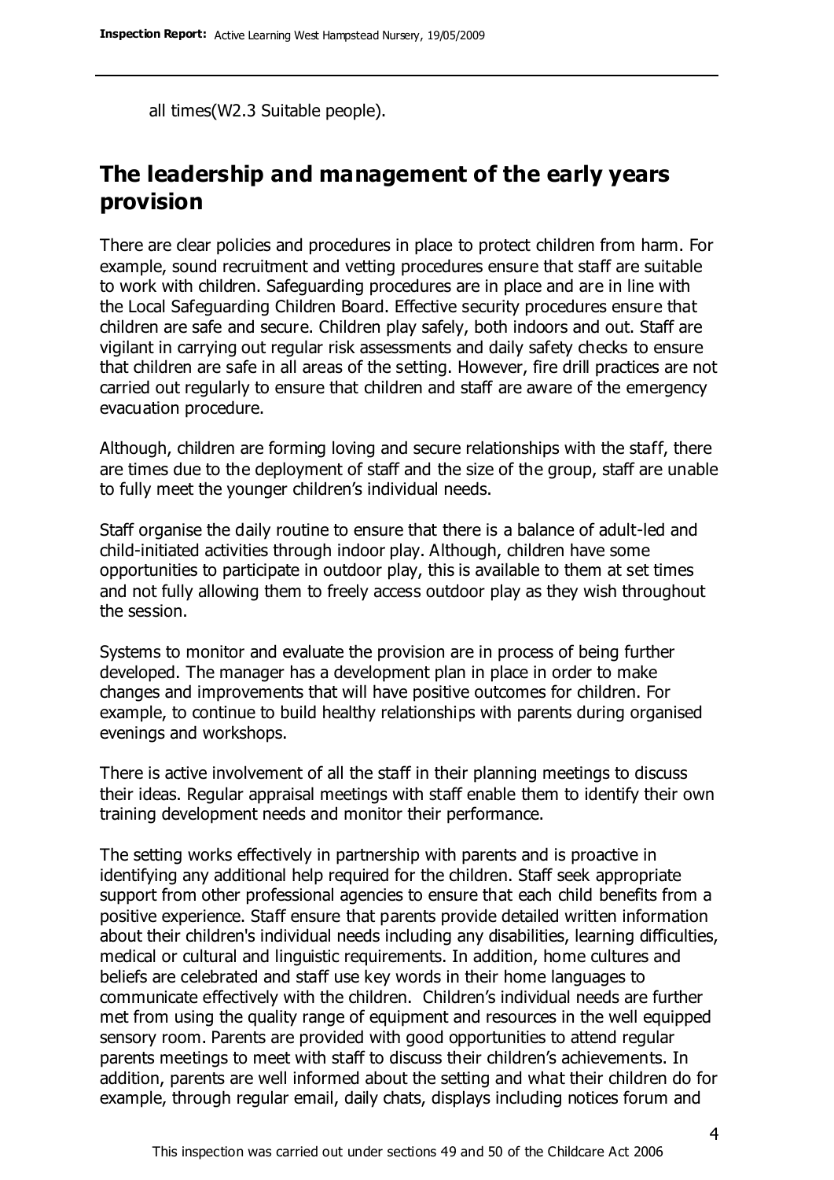all times(W2.3 Suitable people).

## The leadership and management of the early years provision

There are clear policies and procedures in place to protect children from harm. For example, sound recruitment and vetting procedures ensure that staff are suitable to work with children. Safeguarding procedures are in place and are in line with the Local Safeguarding Children Board. Effective security procedures ensure that children are safe and secure. Children play safely, both indoors and out. Staff are vigilant in carrying out regular risk assessments and daily safety checks to ensure that children are safe in all areas of the setting. However, fire drill practices are not carried out regularly to ensure that children and staff are aware of the emergency evacuation procedure.

Although, children are forming loving and secure relationships with the staff, there are times due to the deployment of staff and the size of the group, staff are unable to fully meet the younger children's individual needs.

Staff organise the daily routine to ensure that there is a balance of adult-led and child-initiated activities through indoor play. Although, children have some opportunities to participate in outdoor play, this is available to them at set times and not fully allowing them to freely access outdoor play as they wish throughout the session.

Systems to monitor and evaluate the provision are in process of being further developed. The manager has a development plan in place in order to make changes and improvements that will have positive outcomes for children. For example, to continue to build healthy relationships with parents during organised evenings and workshops.

There is active involvement of all the staff in their planning meetings to discuss their ideas. Regular appraisal meetings with staff enable them to identify their own training development needs and monitor their performance.

The setting works effectively in partnership with parents and is proactive in identifying any additional help required for the children. Staff seek appropriate support from other professional agencies to ensure that each child benefits from a positive experience. Staff ensure that parents provide detailed written information about their children's individual needs including any disabilities, learning difficulties, medical or cultural and linguistic requirements. In addition, home cultures and beliefs are celebrated and staff use key words in their home languages to communicate effectively with the children. Children's individual needs are further met from using the quality range of equipment and resources in the well equipped sensory room. Parents are provided with good opportunities to attend regular parents meetings to meet with staff to discuss their children's achievements. In addition, parents are well informed about the setting and what their children do for example, through regular email, daily chats, displays including notices forum and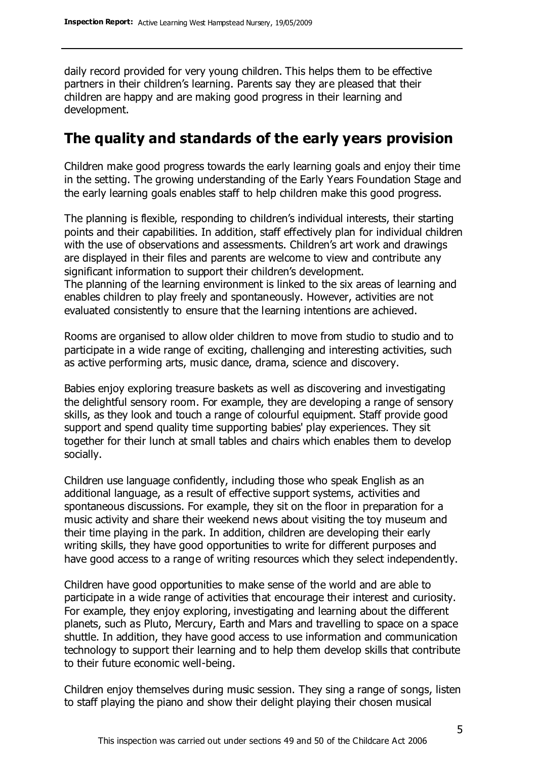daily record provided for very young children. This helps them to be effective partners in their children's learning. Parents say they are pleased that their children are happy and are making good progress in their learning and development.

## The quality and standards of the early years provision

Children make good progress towards the early learning goals and enjoy their time in the setting. The growing understanding of the Early Years Foundation Stage and the early learning goals enables staff to help children make this good progress.

The planning is flexible, responding to children's individual interests, their starting points and their capabilities. In addition, staff effectively plan for individual children with the use of observations and assessments. Children's art work and drawings are displayed in their files and parents are welcome to view and contribute any significant information to support their children's development.
The planning of the learning environment is linked to the six areas of learning and enables children to play freely and spontaneously. However, activities are not evaluated consistently to ensure that the learning intentions are achieved.

Rooms are organised to allow older children to move from studio to studio and to participate in a wide range of exciting, challenging and interesting activities, such as active performing arts, music dance, drama, science and discovery.

Babies enjoy exploring treasure baskets as well as discovering and investigating the delightful sensory room. For example, they are developing a range of sensory skills, as they look and touch a range of colourful equipment. Staff provide good support and spend quality time supporting babies' play experiences. They sit together for their lunch at small tables and chairs which enables them to develop socially.

Children use language confidently, including those who speak English as an additional language, as a result of effective support systems, activities and spontaneous discussions. For example, they sit on the floor in preparation for a music activity and share their weekend news about visiting the toy museum and their time playing in the park. In addition, children are developing their early writing skills, they have good opportunities to write for different purposes and have good access to a range of writing resources which they select independently.

Children have good opportunities to make sense of the world and are able to participate in a wide range of activities that encourage their interest and curiosity. For example, they enjoy exploring, investigating and learning about the different planets, such as Pluto, Mercury, Earth and Mars and travelling to space on a space shuttle. In addition, they have good access to use information and communication technology to support their learning and to help them develop skills that contribute to their future economic well-being.

Children enjoy themselves during music session. They sing a range of songs, listen to staff playing the piano and show their delight playing their chosen musical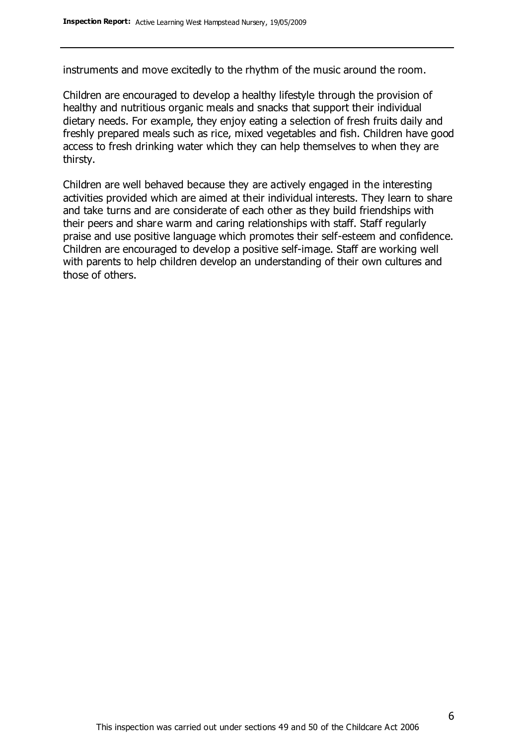instruments and move excitedly to the rhythm of the music around the room.

Children are encouraged to develop a healthy lifestyle through the provision of healthy and nutritious organic meals and snacks that support their individual dietary needs. For example, they enjoy eating a selection of fresh fruits daily and freshly prepared meals such as rice, mixed vegetables and fish. Children have good access to fresh drinking water which they can help themselves to when they are thirsty.

Children are well behaved because they are actively engaged in the interesting activities provided which are aimed at their individual interests. They learn to share and take turns and are considerate of each other as they build friendships with their peers and share warm and caring relationships with staff. Staff regularly praise and use positive language which promotes their self-esteem and confidence. Children are encouraged to develop a positive self-image. Staff are working well with parents to help children develop an understanding of their own cultures and those of others.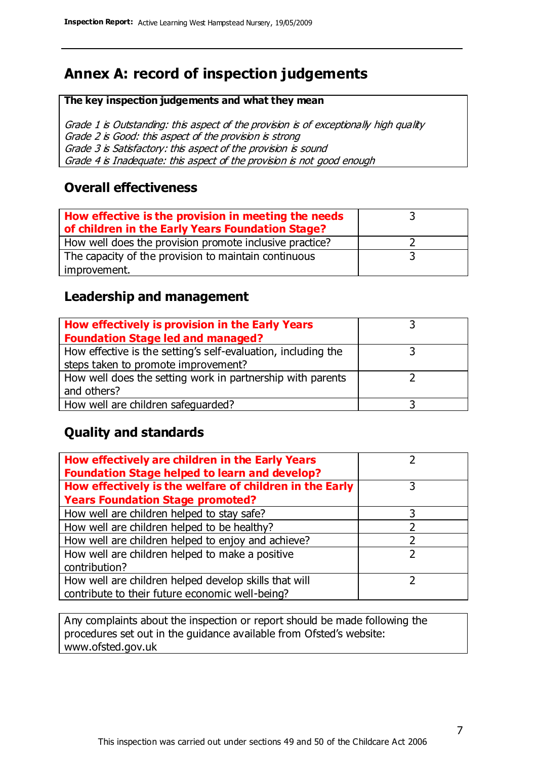# Annex A: record of inspection judgements

**The key inspection judgements and what they mean**

*Grade 1 is Outstanding: this aspect of the provision is of exceptionally high quality*
*Grade 2 is Good: this aspect of the provision is strong*
*Grade 3 is Satisfactory: this aspect of the provision is sound*
*Grade 4 is Inadequate: this aspect of the provision is not good enough*

## Overall effectiveness

| | |
|---|---|
| **How effective is the provision in meeting the needs of children in the Early Years Foundation Stage?** | 3 |
| How well does the provision promote inclusive practice? | 2 |
| The capacity of the provision to maintain continuous improvement. | 3 |

## Leadership and management

| | |
|---|---|
| **How effectively is provision in the Early Years Foundation Stage led and managed?** | 3 |
| How effective is the setting's self-evaluation, including the steps taken to promote improvement? | 3 |
| How well does the setting work in partnership with parents and others? | 2 |
| How well are children safeguarded? | 3 |

## Quality and standards

| | |
|---|---|
| **How effectively are children in the Early Years Foundation Stage helped to learn and develop?** | 2 |
| **How effectively is the welfare of children in the Early Years Foundation Stage promoted?** | 3 |
| How well are children helped to stay safe? | 3 |
| How well are children helped to be healthy? | 2 |
| How well are children helped to enjoy and achieve? | 2 |
| How well are children helped to make a positive contribution? | 2 |
| How well are children helped develop skills that will contribute to their future economic well-being? | 2 |

Any complaints about the inspection or report should be made following the procedures set out in the guidance available from Ofsted's website: www.ofsted.gov.uk

This inspection was carried out under sections 49 and 50 of the Childcare Act 2006